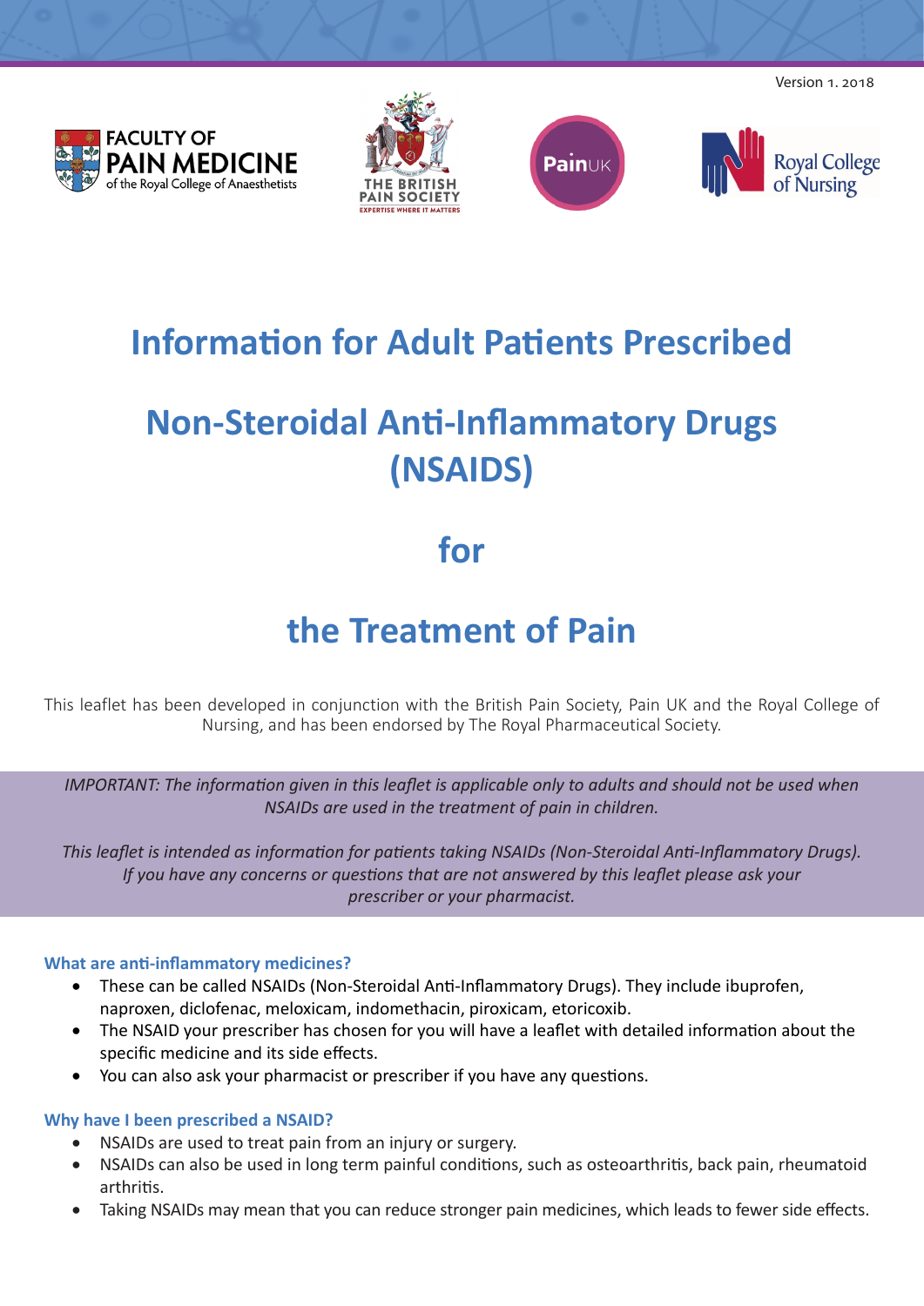Version 1. 2018

FACULTY OF PAIN MEDICINE of the Royal College of Anaesthetists

THE BRITISH PAIN SOCIETY EXPERTISE WHERE IT MATTERS

PainUK

Royal College of Nursing

# Information for Adult Patients Prescribed

# Non-Steroidal Anti-Inflammatory Drugs (NSAIDS)

# for

# the Treatment of Pain

This leaflet has been developed in conjunction with the British Pain Society, Pain UK and the Royal College of Nursing, and has been endorsed by The Royal Pharmaceutical Society.

*IMPORTANT: The information given in this leaflet is applicable only to adults and should not be used when NSAIDs are used in the treatment of pain in children.*

*This leaflet is intended as information for patients taking NSAIDs (Non-Steroidal Anti-Inflammatory Drugs). If you have any concerns or questions that are not answered by this leaflet please ask your prescriber or your pharmacist.*

### What are anti-inflammatory medicines?

- These can be called NSAIDs (Non-Steroidal Anti-Inflammatory Drugs). They include ibuprofen, naproxen, diclofenac, meloxicam, indomethacin, piroxicam, etoricoxib.
- The NSAID your prescriber has chosen for you will have a leaflet with detailed information about the specific medicine and its side effects.
- You can also ask your pharmacist or prescriber if you have any questions.

### Why have I been prescribed a NSAID?

- NSAIDs are used to treat pain from an injury or surgery.
- NSAIDs can also be used in long term painful conditions, such as osteoarthritis, back pain, rheumatoid arthritis.
- Taking NSAIDs may mean that you can reduce stronger pain medicines, which leads to fewer side effects.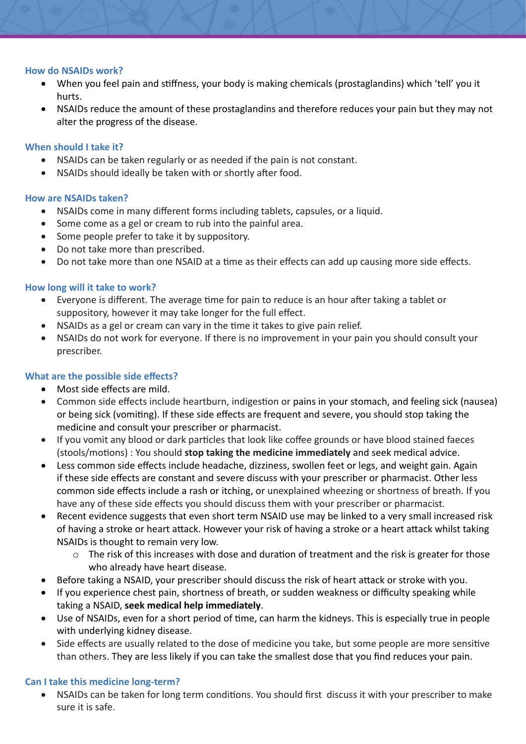## How do NSAIDs work?

- When you feel pain and stiffness, your body is making chemicals (prostaglandins) which 'tell' you it hurts.
- NSAIDs reduce the amount of these prostaglandins and therefore reduces your pain but they may not alter the progress of the disease.

## When should I take it?

- NSAIDs can be taken regularly or as needed if the pain is not constant.
- NSAIDs should ideally be taken with or shortly after food.

## How are NSAIDs taken?

- NSAIDs come in many different forms including tablets, capsules, or a liquid.
- Some come as a gel or cream to rub into the painful area.
- Some people prefer to take it by suppository.
- Do not take more than prescribed.
- Do not take more than one NSAID at a time as their effects can add up causing more side effects.

## How long will it take to work?

- Everyone is different. The average time for pain to reduce is an hour after taking a tablet or suppository, however it may take longer for the full effect.
- NSAIDs as a gel or cream can vary in the time it takes to give pain relief.
- NSAIDs do not work for everyone. If there is no improvement in your pain you should consult your prescriber.

## What are the possible side effects?

- Most side effects are mild.
- Common side effects include heartburn, indigestion or pains in your stomach, and feeling sick (nausea) or being sick (vomiting). If these side effects are frequent and severe, you should stop taking the medicine and consult your prescriber or pharmacist.
- If you vomit any blood or dark particles that look like coffee grounds or have blood stained faeces (stools/motions) : You should **stop taking the medicine immediately** and seek medical advice.
- Less common side effects include headache, dizziness, swollen feet or legs, and weight gain. Again if these side effects are constant and severe discuss with your prescriber or pharmacist. Other less common side effects include a rash or itching, or unexplained wheezing or shortness of breath. If you have any of these side effects you should discuss them with your prescriber or pharmacist.
- Recent evidence suggests that even short term NSAID use may be linked to a very small increased risk of having a stroke or heart attack. However your risk of having a stroke or a heart attack whilst taking NSAIDs is thought to remain very low.
  - The risk of this increases with dose and duration of treatment and the risk is greater for those who already have heart disease.
- Before taking a NSAID, your prescriber should discuss the risk of heart attack or stroke with you.
- If you experience chest pain, shortness of breath, or sudden weakness or difficulty speaking while taking a NSAID, **seek medical help immediately**.
- Use of NSAIDs, even for a short period of time, can harm the kidneys. This is especially true in people with underlying kidney disease.
- Side effects are usually related to the dose of medicine you take, but some people are more sensitive than others. They are less likely if you can take the smallest dose that you find reduces your pain.

## Can I take this medicine long-term?

- NSAIDs can be taken for long term conditions. You should first discuss it with your prescriber to make sure it is safe.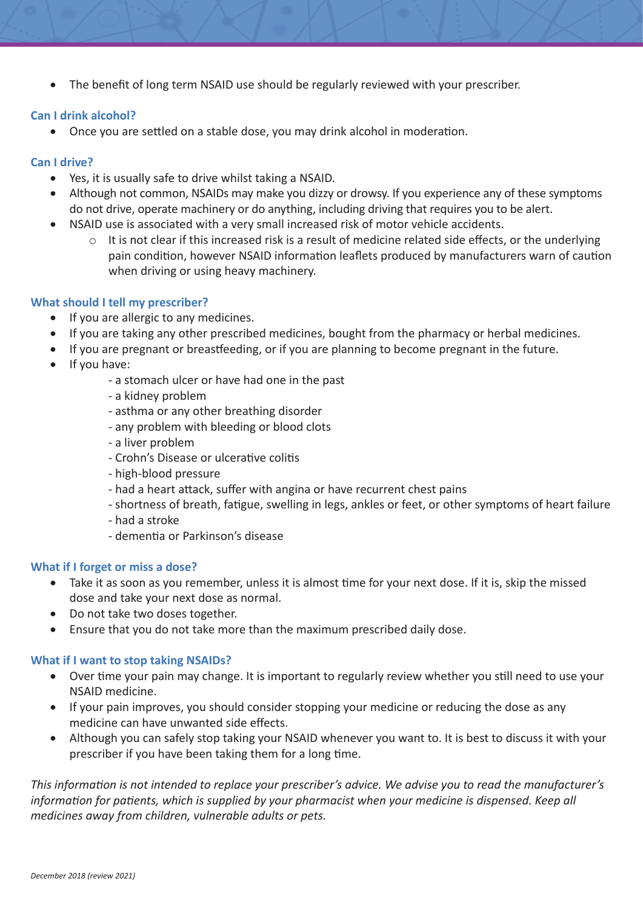- The benefit of long term NSAID use should be regularly reviewed with your prescriber.

### Can I drink alcohol?

- Once you are settled on a stable dose, you may drink alcohol in moderation.

### Can I drive?

- Yes, it is usually safe to drive whilst taking a NSAID.
- Although not common, NSAIDs may make you dizzy or drowsy. If you experience any of these symptoms do not drive, operate machinery or do anything, including driving that requires you to be alert.
- NSAID use is associated with a very small increased risk of motor vehicle accidents.
  - It is not clear if this increased risk is a result of medicine related side effects, or the underlying pain condition, however NSAID information leaflets produced by manufacturers warn of caution when driving or using heavy machinery.

### What should I tell my prescriber?

- If you are allergic to any medicines.
- If you are taking any other prescribed medicines, bought from the pharmacy or herbal medicines.
- If you are pregnant or breastfeeding, or if you are planning to become pregnant in the future.
- If you have:
  - a stomach ulcer or have had one in the past
  - a kidney problem
  - asthma or any other breathing disorder
  - any problem with bleeding or blood clots
  - a liver problem
  - Crohn's Disease or ulcerative colitis
  - high-blood pressure
  - had a heart attack, suffer with angina or have recurrent chest pains
  - shortness of breath, fatigue, swelling in legs, ankles or feet, or other symptoms of heart failure
  - had a stroke
  - dementia or Parkinson's disease

### What if I forget or miss a dose?

- Take it as soon as you remember, unless it is almost time for your next dose. If it is, skip the missed dose and take your next dose as normal.
- Do not take two doses together.
- Ensure that you do not take more than the maximum prescribed daily dose.

### What if I want to stop taking NSAIDs?

- Over time your pain may change. It is important to regularly review whether you still need to use your NSAID medicine.
- If your pain improves, you should consider stopping your medicine or reducing the dose as any medicine can have unwanted side effects.
- Although you can safely stop taking your NSAID whenever you want to. It is best to discuss it with your prescriber if you have been taking them for a long time.

*This information is not intended to replace your prescriber's advice. We advise you to read the manufacturer's information for patients, which is supplied by your pharmacist when your medicine is dispensed. Keep all medicines away from children, vulnerable adults or pets.*

*December 2018 (review 2021)*